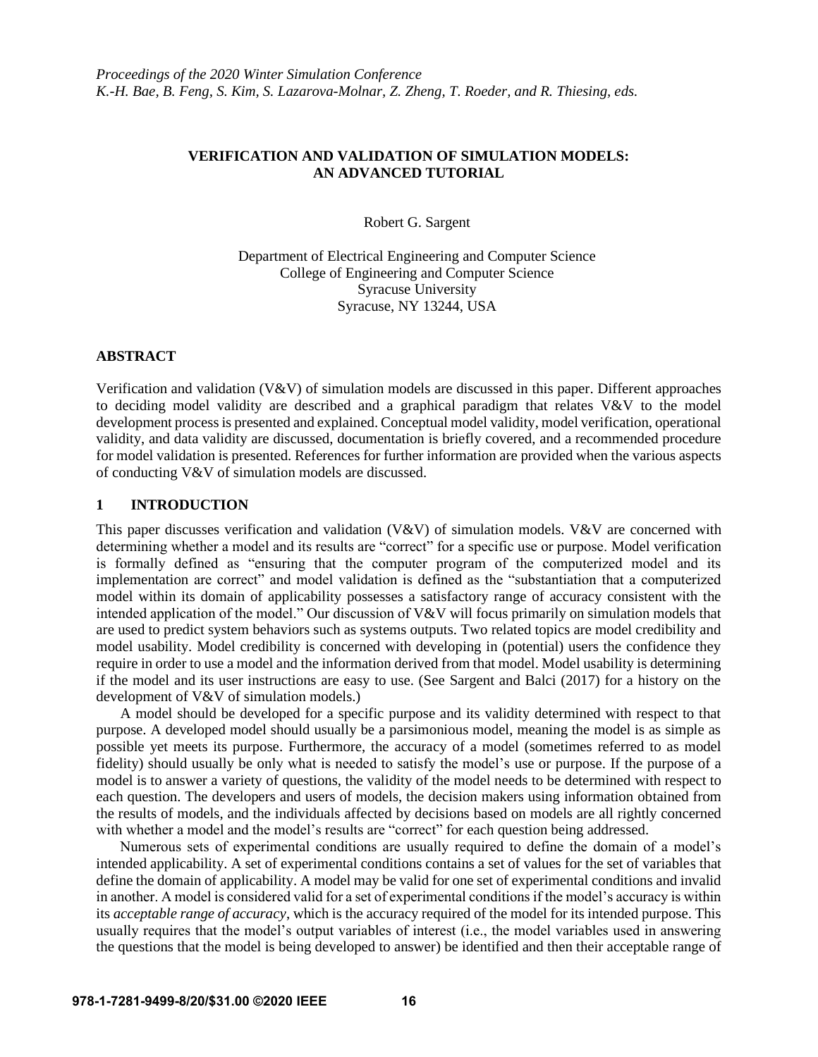Proceedings of the 2020 Winter Simulation Conference
K.-H. Bae, B. Feng, S. Kim, S. Lazarova-Molnar, Z. Zheng, T. Roeder, and R. Thiesing, eds.

# VERIFICATION AND VALIDATION OF SIMULATION MODELS: AN ADVANCED TUTORIAL

Robert G. Sargent

Department of Electrical Engineering and Computer Science
College of Engineering and Computer Science
Syracuse University
Syracuse, NY 13244, USA

## ABSTRACT

Verification and validation (V&V) of simulation models are discussed in this paper. Different approaches to deciding model validity are described and a graphical paradigm that relates V&V to the model development process is presented and explained. Conceptual model validity, model verification, operational validity, and data validity are discussed, documentation is briefly covered, and a recommended procedure for model validation is presented. References for further information are provided when the various aspects of conducting V&V of simulation models are discussed.

## 1 INTRODUCTION

This paper discusses verification and validation (V&V) of simulation models. V&V are concerned with determining whether a model and its results are "correct" for a specific use or purpose. Model verification is formally defined as "ensuring that the computer program of the computerized model and its implementation are correct" and model validation is defined as the "substantiation that a computerized model within its domain of applicability possesses a satisfactory range of accuracy consistent with the intended application of the model." Our discussion of V&V will focus primarily on simulation models that are used to predict system behaviors such as systems outputs. Two related topics are model credibility and model usability. Model credibility is concerned with developing in (potential) users the confidence they require in order to use a model and the information derived from that model. Model usability is determining if the model and its user instructions are easy to use. (See Sargent and Balci (2017) for a history on the development of V&V of simulation models.)

A model should be developed for a specific purpose and its validity determined with respect to that purpose. A developed model should usually be a parsimonious model, meaning the model is as simple as possible yet meets its purpose. Furthermore, the accuracy of a model (sometimes referred to as model fidelity) should usually be only what is needed to satisfy the model's use or purpose. If the purpose of a model is to answer a variety of questions, the validity of the model needs to be determined with respect to each question. The developers and users of models, the decision makers using information obtained from the results of models, and the individuals affected by decisions based on models are all rightly concerned with whether a model and the model's results are "correct" for each question being addressed.

Numerous sets of experimental conditions are usually required to define the domain of a model's intended applicability. A set of experimental conditions contains a set of values for the set of variables that define the domain of applicability. A model may be valid for one set of experimental conditions and invalid in another. A model is considered valid for a set of experimental conditions if the model's accuracy is within its *acceptable range of accuracy*, which is the accuracy required of the model for its intended purpose. This usually requires that the model's output variables of interest (i.e., the model variables used in answering the questions that the model is being developed to answer) be identified and then their acceptable range of

978-1-7281-9499-8/20/$31.00 ©2020 IEEE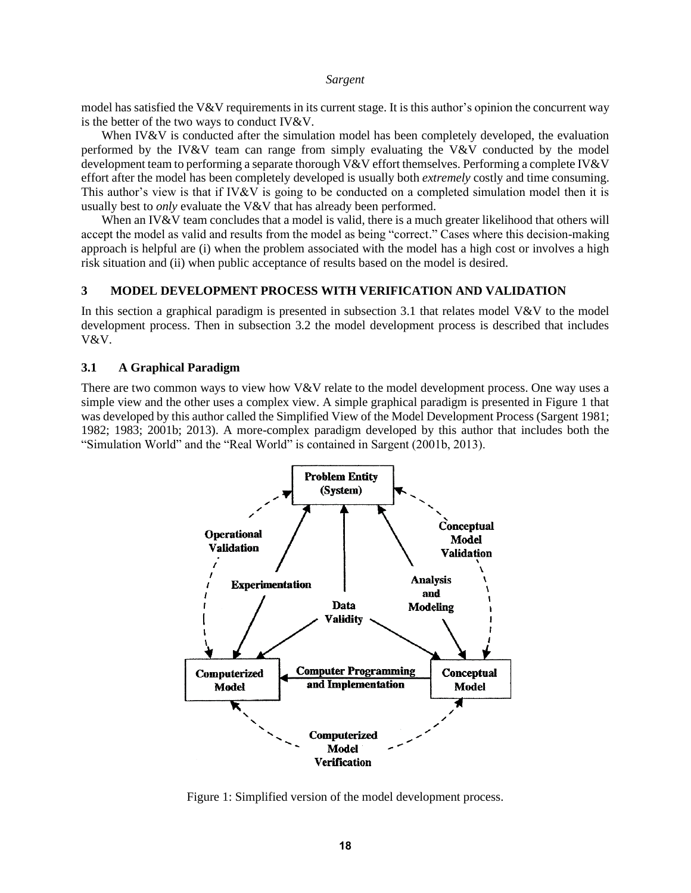model has satisfied the V&V requirements in its current stage. It is this author's opinion the concurrent way is the better of the two ways to conduct IV&V.

When IV&V is conducted after the simulation model has been completely developed, the evaluation performed by the IV&V team can range from simply evaluating the V&V conducted by the model development team to performing a separate thorough V&V effort themselves. Performing a complete IV&V effort after the model has been completely developed is usually both *extremely* costly and time consuming. This author's view is that if IV&V is going to be conducted on a completed simulation model then it is usually best to *only* evaluate the V&V that has already been performed.

When an IV&V team concludes that a model is valid, there is a much greater likelihood that others will accept the model as valid and results from the model as being "correct." Cases where this decision-making approach is helpful are (i) when the problem associated with the model has a high cost or involves a high risk situation and (ii) when public acceptance of results based on the model is desired.

## 3 MODEL DEVELOPMENT PROCESS WITH VERIFICATION AND VALIDATION

In this section a graphical paradigm is presented in subsection 3.1 that relates model V&V to the model development process. Then in subsection 3.2 the model development process is described that includes V&V.

### 3.1 A Graphical Paradigm

There are two common ways to view how V&V relate to the model development process. One way uses a simple view and the other uses a complex view. A simple graphical paradigm is presented in Figure 1 that was developed by this author called the Simplified View of the Model Development Process (Sargent 1981; 1982; 1983; 2001b; 2013). A more-complex paradigm developed by this author that includes both the "Simulation World" and the "Real World" is contained in Sargent (2001b, 2013).

Figure 1: Simplified version of the model development process.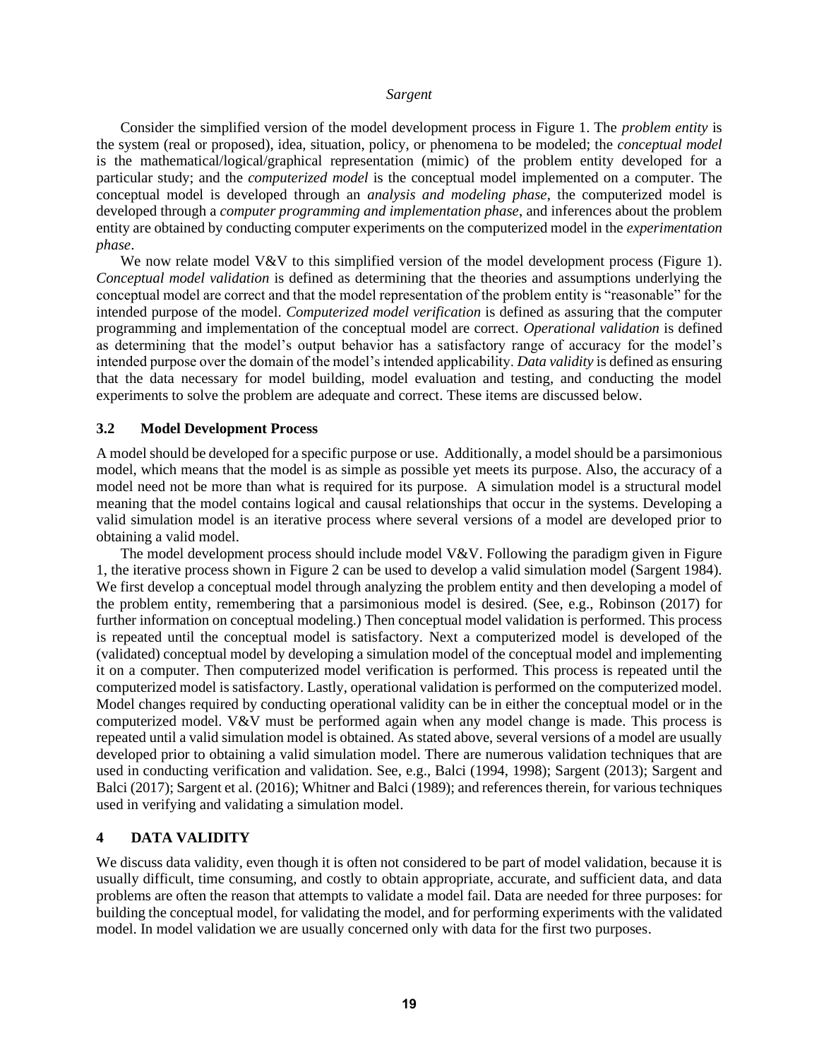Consider the simplified version of the model development process in Figure 1. The *problem entity* is the system (real or proposed), idea, situation, policy, or phenomena to be modeled; the *conceptual model* is the mathematical/logical/graphical representation (mimic) of the problem entity developed for a particular study; and the *computerized model* is the conceptual model implemented on a computer. The conceptual model is developed through an *analysis and modeling phase*, the computerized model is developed through a *computer programming and implementation phase*, and inferences about the problem entity are obtained by conducting computer experiments on the computerized model in the *experimentation phase*.

We now relate model V&V to this simplified version of the model development process (Figure 1). *Conceptual model validation* is defined as determining that the theories and assumptions underlying the conceptual model are correct and that the model representation of the problem entity is "reasonable" for the intended purpose of the model. *Computerized model verification* is defined as assuring that the computer programming and implementation of the conceptual model are correct. *Operational validation* is defined as determining that the model's output behavior has a satisfactory range of accuracy for the model's intended purpose over the domain of the model's intended applicability. *Data validity* is defined as ensuring that the data necessary for model building, model evaluation and testing, and conducting the model experiments to solve the problem are adequate and correct. These items are discussed below.

### 3.2 Model Development Process

A model should be developed for a specific purpose or use. Additionally, a model should be a parsimonious model, which means that the model is as simple as possible yet meets its purpose. Also, the accuracy of a model need not be more than what is required for its purpose. A simulation model is a structural model meaning that the model contains logical and causal relationships that occur in the systems. Developing a valid simulation model is an iterative process where several versions of a model are developed prior to obtaining a valid model.

The model development process should include model V&V. Following the paradigm given in Figure 1, the iterative process shown in Figure 2 can be used to develop a valid simulation model (Sargent 1984). We first develop a conceptual model through analyzing the problem entity and then developing a model of the problem entity, remembering that a parsimonious model is desired. (See, e.g., Robinson (2017) for further information on conceptual modeling.) Then conceptual model validation is performed. This process is repeated until the conceptual model is satisfactory. Next a computerized model is developed of the (validated) conceptual model by developing a simulation model of the conceptual model and implementing it on a computer. Then computerized model verification is performed. This process is repeated until the computerized model is satisfactory. Lastly, operational validation is performed on the computerized model. Model changes required by conducting operational validity can be in either the conceptual model or in the computerized model. V&V must be performed again when any model change is made. This process is repeated until a valid simulation model is obtained. As stated above, several versions of a model are usually developed prior to obtaining a valid simulation model. There are numerous validation techniques that are used in conducting verification and validation. See, e.g., Balci (1994, 1998); Sargent (2013); Sargent and Balci (2017); Sargent et al. (2016); Whitner and Balci (1989); and references therein, for various techniques used in verifying and validating a simulation model.

## 4 DATA VALIDITY

We discuss data validity, even though it is often not considered to be part of model validation, because it is usually difficult, time consuming, and costly to obtain appropriate, accurate, and sufficient data, and data problems are often the reason that attempts to validate a model fail. Data are needed for three purposes: for building the conceptual model, for validating the model, and for performing experiments with the validated model. In model validation we are usually concerned only with data for the first two purposes.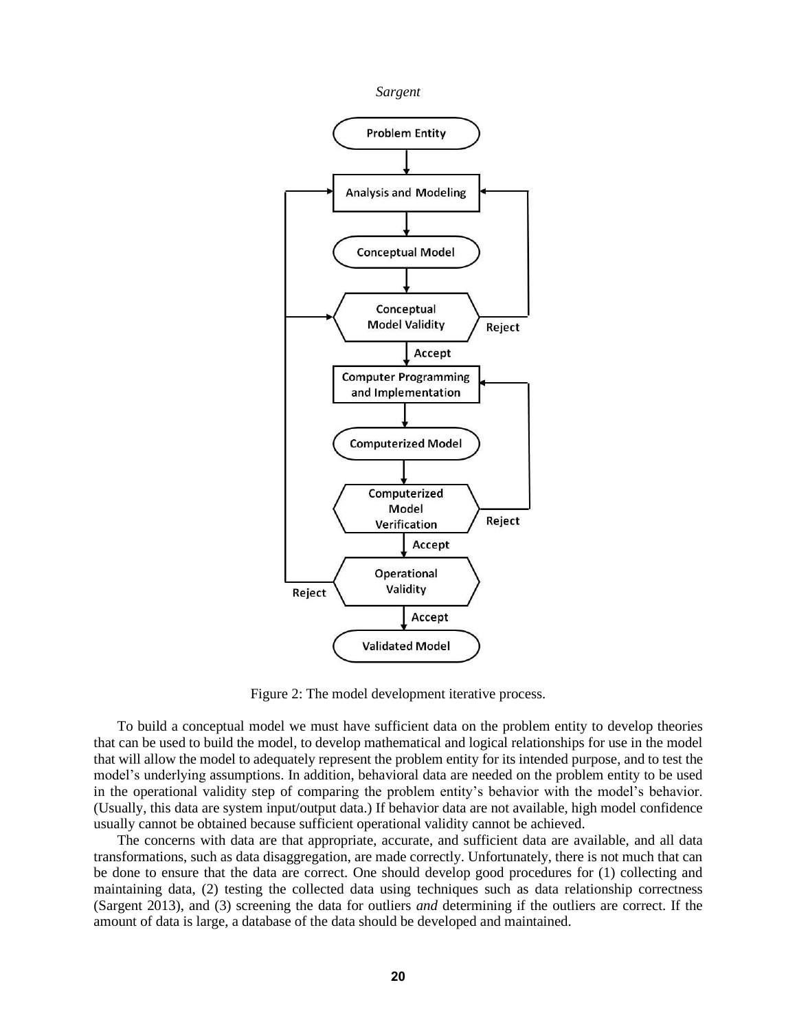Figure 2: The model development iterative process.

To build a conceptual model we must have sufficient data on the problem entity to develop theories that can be used to build the model, to develop mathematical and logical relationships for use in the model that will allow the model to adequately represent the problem entity for its intended purpose, and to test the model's underlying assumptions. In addition, behavioral data are needed on the problem entity to be used in the operational validity step of comparing the problem entity's behavior with the model's behavior. (Usually, this data are system input/output data.) If behavior data are not available, high model confidence usually cannot be obtained because sufficient operational validity cannot be achieved.

The concerns with data are that appropriate, accurate, and sufficient data are available, and all data transformations, such as data disaggregation, are made correctly. Unfortunately, there is not much that can be done to ensure that the data are correct. One should develop good procedures for (1) collecting and maintaining data, (2) testing the collected data using techniques such as data relationship correctness (Sargent 2013), and (3) screening the data for outliers *and* determining if the outliers are correct. If the amount of data is large, a database of the data should be developed and maintained.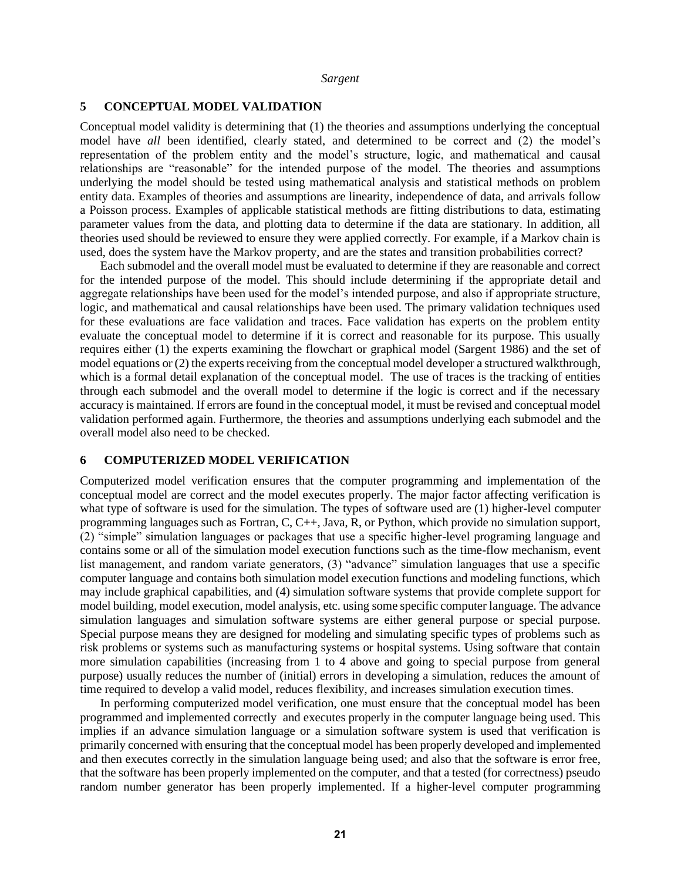## 5 CONCEPTUAL MODEL VALIDATION

Conceptual model validity is determining that (1) the theories and assumptions underlying the conceptual model have *all* been identified, clearly stated, and determined to be correct and (2) the model's representation of the problem entity and the model's structure, logic, and mathematical and causal relationships are "reasonable" for the intended purpose of the model. The theories and assumptions underlying the model should be tested using mathematical analysis and statistical methods on problem entity data. Examples of theories and assumptions are linearity, independence of data, and arrivals follow a Poisson process. Examples of applicable statistical methods are fitting distributions to data, estimating parameter values from the data, and plotting data to determine if the data are stationary. In addition, all theories used should be reviewed to ensure they were applied correctly. For example, if a Markov chain is used, does the system have the Markov property, and are the states and transition probabilities correct?

Each submodel and the overall model must be evaluated to determine if they are reasonable and correct for the intended purpose of the model. This should include determining if the appropriate detail and aggregate relationships have been used for the model's intended purpose, and also if appropriate structure, logic, and mathematical and causal relationships have been used. The primary validation techniques used for these evaluations are face validation and traces. Face validation has experts on the problem entity evaluate the conceptual model to determine if it is correct and reasonable for its purpose. This usually requires either (1) the experts examining the flowchart or graphical model (Sargent 1986) and the set of model equations or (2) the experts receiving from the conceptual model developer a structured walkthrough, which is a formal detail explanation of the conceptual model. The use of traces is the tracking of entities through each submodel and the overall model to determine if the logic is correct and if the necessary accuracy is maintained. If errors are found in the conceptual model, it must be revised and conceptual model validation performed again. Furthermore, the theories and assumptions underlying each submodel and the overall model also need to be checked.

## 6 COMPUTERIZED MODEL VERIFICATION

Computerized model verification ensures that the computer programming and implementation of the conceptual model are correct and the model executes properly. The major factor affecting verification is what type of software is used for the simulation. The types of software used are (1) higher-level computer programming languages such as Fortran, C, C++, Java, R, or Python, which provide no simulation support, (2) "simple" simulation languages or packages that use a specific higher-level programing language and contains some or all of the simulation model execution functions such as the time-flow mechanism, event list management, and random variate generators, (3) "advance" simulation languages that use a specific computer language and contains both simulation model execution functions and modeling functions, which may include graphical capabilities, and (4) simulation software systems that provide complete support for model building, model execution, model analysis, etc. using some specific computer language. The advance simulation languages and simulation software systems are either general purpose or special purpose. Special purpose means they are designed for modeling and simulating specific types of problems such as risk problems or systems such as manufacturing systems or hospital systems. Using software that contain more simulation capabilities (increasing from 1 to 4 above and going to special purpose from general purpose) usually reduces the number of (initial) errors in developing a simulation, reduces the amount of time required to develop a valid model, reduces flexibility, and increases simulation execution times.

In performing computerized model verification, one must ensure that the conceptual model has been programmed and implemented correctly and executes properly in the computer language being used. This implies if an advance simulation language or a simulation software system is used that verification is primarily concerned with ensuring that the conceptual model has been properly developed and implemented and then executes correctly in the simulation language being used; and also that the software is error free, that the software has been properly implemented on the computer, and that a tested (for correctness) pseudo random number generator has been properly implemented. If a higher-level computer programming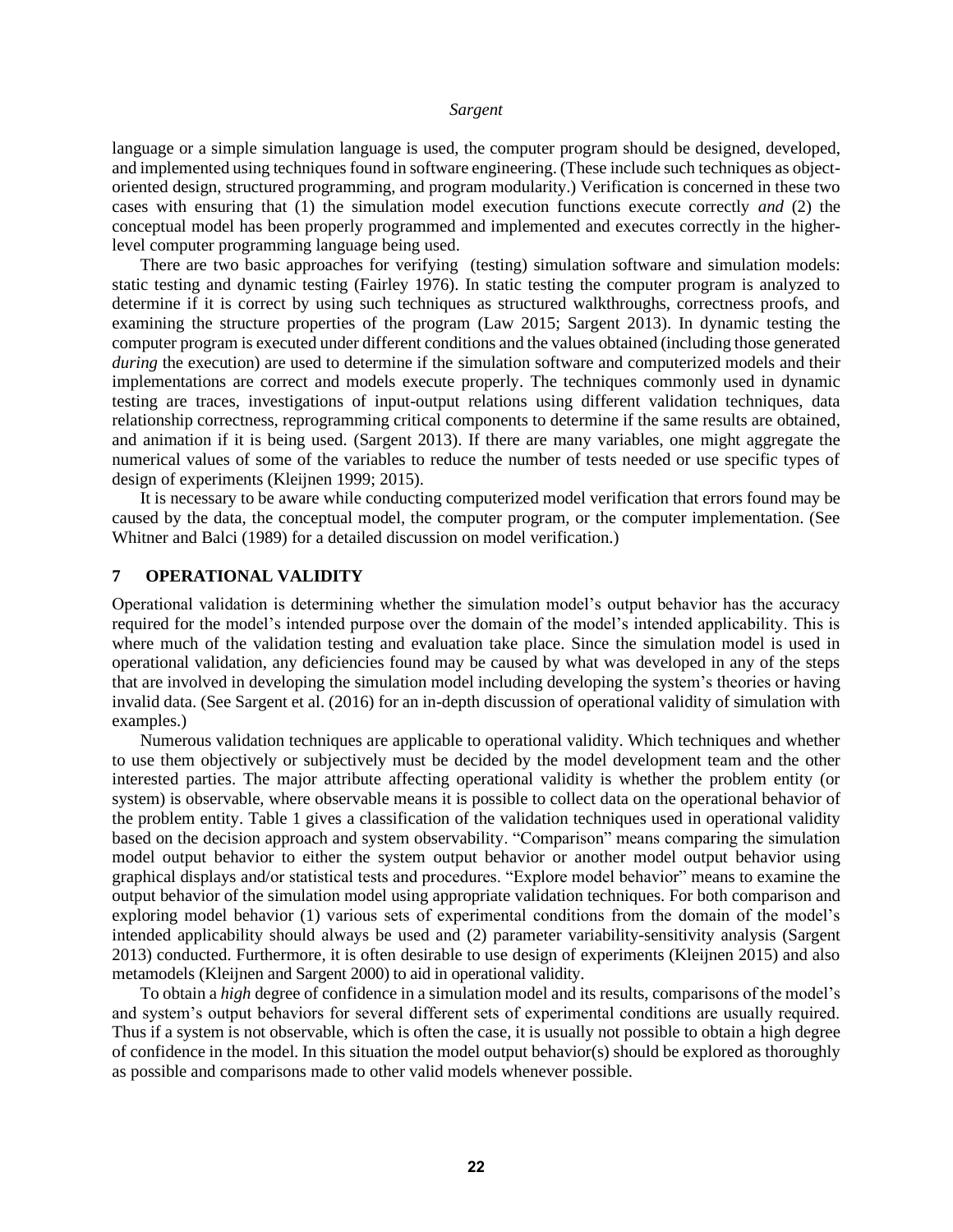language or a simple simulation language is used, the computer program should be designed, developed, and implemented using techniques found in software engineering. (These include such techniques as object-oriented design, structured programming, and program modularity.) Verification is concerned in these two cases with ensuring that (1) the simulation model execution functions execute correctly *and* (2) the conceptual model has been properly programmed and implemented and executes correctly in the higher-level computer programming language being used.

There are two basic approaches for verifying (testing) simulation software and simulation models: static testing and dynamic testing (Fairley 1976). In static testing the computer program is analyzed to determine if it is correct by using such techniques as structured walkthroughs, correctness proofs, and examining the structure properties of the program (Law 2015; Sargent 2013). In dynamic testing the computer program is executed under different conditions and the values obtained (including those generated *during* the execution) are used to determine if the simulation software and computerized models and their implementations are correct and models execute properly. The techniques commonly used in dynamic testing are traces, investigations of input-output relations using different validation techniques, data relationship correctness, reprogramming critical components to determine if the same results are obtained, and animation if it is being used. (Sargent 2013). If there are many variables, one might aggregate the numerical values of some of the variables to reduce the number of tests needed or use specific types of design of experiments (Kleijnen 1999; 2015).

It is necessary to be aware while conducting computerized model verification that errors found may be caused by the data, the conceptual model, the computer program, or the computer implementation. (See Whitner and Balci (1989) for a detailed discussion on model verification.)

## 7 OPERATIONAL VALIDITY

Operational validation is determining whether the simulation model's output behavior has the accuracy required for the model's intended purpose over the domain of the model's intended applicability. This is where much of the validation testing and evaluation take place. Since the simulation model is used in operational validation, any deficiencies found may be caused by what was developed in any of the steps that are involved in developing the simulation model including developing the system's theories or having invalid data. (See Sargent et al. (2016) for an in-depth discussion of operational validity of simulation with examples.)

Numerous validation techniques are applicable to operational validity. Which techniques and whether to use them objectively or subjectively must be decided by the model development team and the other interested parties. The major attribute affecting operational validity is whether the problem entity (or system) is observable, where observable means it is possible to collect data on the operational behavior of the problem entity. Table 1 gives a classification of the validation techniques used in operational validity based on the decision approach and system observability. "Comparison" means comparing the simulation model output behavior to either the system output behavior or another model output behavior using graphical displays and/or statistical tests and procedures. "Explore model behavior" means to examine the output behavior of the simulation model using appropriate validation techniques. For both comparison and exploring model behavior (1) various sets of experimental conditions from the domain of the model's intended applicability should always be used and (2) parameter variability-sensitivity analysis (Sargent 2013) conducted. Furthermore, it is often desirable to use design of experiments (Kleijnen 2015) and also metamodels (Kleijnen and Sargent 2000) to aid in operational validity.

To obtain a *high* degree of confidence in a simulation model and its results, comparisons of the model's and system's output behaviors for several different sets of experimental conditions are usually required. Thus if a system is not observable, which is often the case, it is usually not possible to obtain a high degree of confidence in the model. In this situation the model output behavior(s) should be explored as thoroughly as possible and comparisons made to other valid models whenever possible.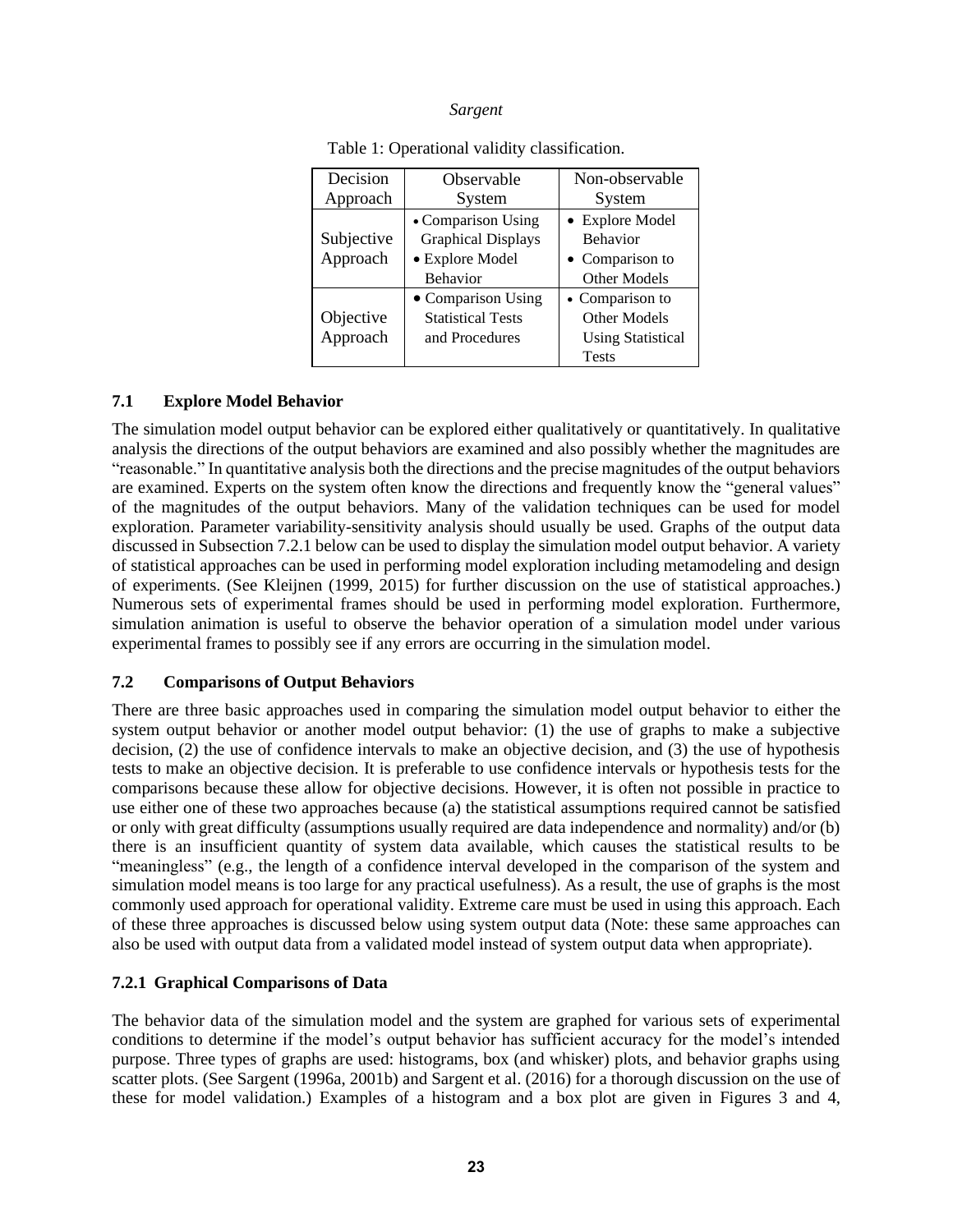Table 1: Operational validity classification.

| Decision Approach | Observable System | Non-observable System |
|---|---|---|
| Subjective Approach | • Comparison Using Graphical Displays<br>• Explore Model Behavior | • Explore Model Behavior<br>• Comparison to Other Models |
| Objective Approach | • Comparison Using Statistical Tests and Procedures | • Comparison to Other Models Using Statistical Tests |

### 7.1 Explore Model Behavior

The simulation model output behavior can be explored either qualitatively or quantitatively. In qualitative analysis the directions of the output behaviors are examined and also possibly whether the magnitudes are "reasonable." In quantitative analysis both the directions and the precise magnitudes of the output behaviors are examined. Experts on the system often know the directions and frequently know the "general values" of the magnitudes of the output behaviors. Many of the validation techniques can be used for model exploration. Parameter variability-sensitivity analysis should usually be used. Graphs of the output data discussed in Subsection 7.2.1 below can be used to display the simulation model output behavior. A variety of statistical approaches can be used in performing model exploration including metamodeling and design of experiments. (See Kleijnen (1999, 2015) for further discussion on the use of statistical approaches.) Numerous sets of experimental frames should be used in performing model exploration. Furthermore, simulation animation is useful to observe the behavior operation of a simulation model under various experimental frames to possibly see if any errors are occurring in the simulation model.

### 7.2 Comparisons of Output Behaviors

There are three basic approaches used in comparing the simulation model output behavior to either the system output behavior or another model output behavior: (1) the use of graphs to make a subjective decision, (2) the use of confidence intervals to make an objective decision, and (3) the use of hypothesis tests to make an objective decision. It is preferable to use confidence intervals or hypothesis tests for the comparisons because these allow for objective decisions. However, it is often not possible in practice to use either one of these two approaches because (a) the statistical assumptions required cannot be satisfied or only with great difficulty (assumptions usually required are data independence and normality) and/or (b) there is an insufficient quantity of system data available, which causes the statistical results to be "meaningless" (e.g., the length of a confidence interval developed in the comparison of the system and simulation model means is too large for any practical usefulness). As a result, the use of graphs is the most commonly used approach for operational validity. Extreme care must be used in using this approach. Each of these three approaches is discussed below using system output data (Note: these same approaches can also be used with output data from a validated model instead of system output data when appropriate).

#### 7.2.1 Graphical Comparisons of Data

The behavior data of the simulation model and the system are graphed for various sets of experimental conditions to determine if the model's output behavior has sufficient accuracy for the model's intended purpose. Three types of graphs are used: histograms, box (and whisker) plots, and behavior graphs using scatter plots. (See Sargent (1996a, 2001b) and Sargent et al. (2016) for a thorough discussion on the use of these for model validation.) Examples of a histogram and a box plot are given in Figures 3 and 4,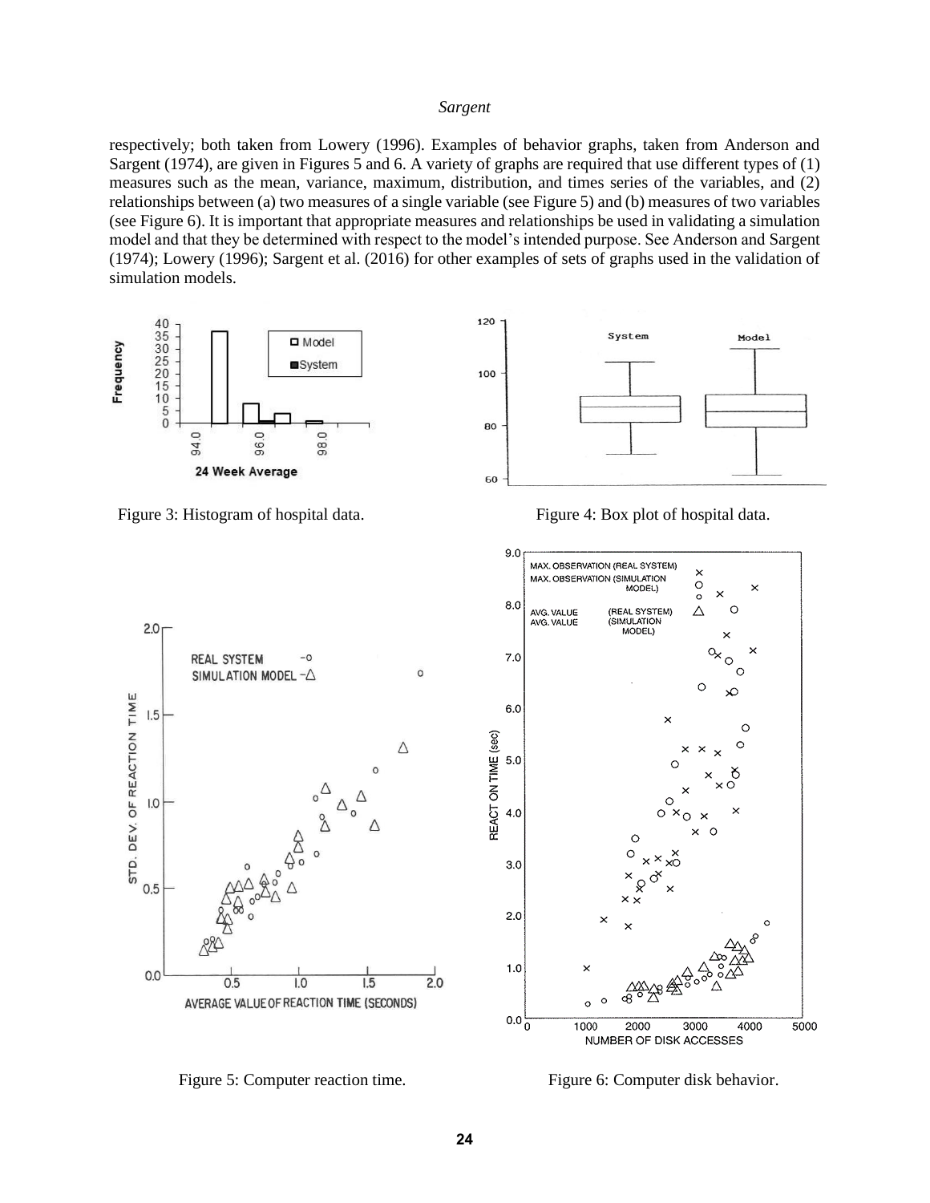respectively; both taken from Lowery (1996). Examples of behavior graphs, taken from Anderson and Sargent (1974), are given in Figures 5 and 6. A variety of graphs are required that use different types of (1) measures such as the mean, variance, maximum, distribution, and times series of the variables, and (2) relationships between (a) two measures of a single variable (see Figure 5) and (b) measures of two variables (see Figure 6). It is important that appropriate measures and relationships be used in validating a simulation model and that they be determined with respect to the model's intended purpose. See Anderson and Sargent (1974); Lowery (1996); Sargent et al. (2016) for other examples of sets of graphs used in the validation of simulation models.

Figure 3: Histogram of hospital data.

Figure 4: Box plot of hospital data.

Figure 5: Computer reaction time.

Figure 6: Computer disk behavior.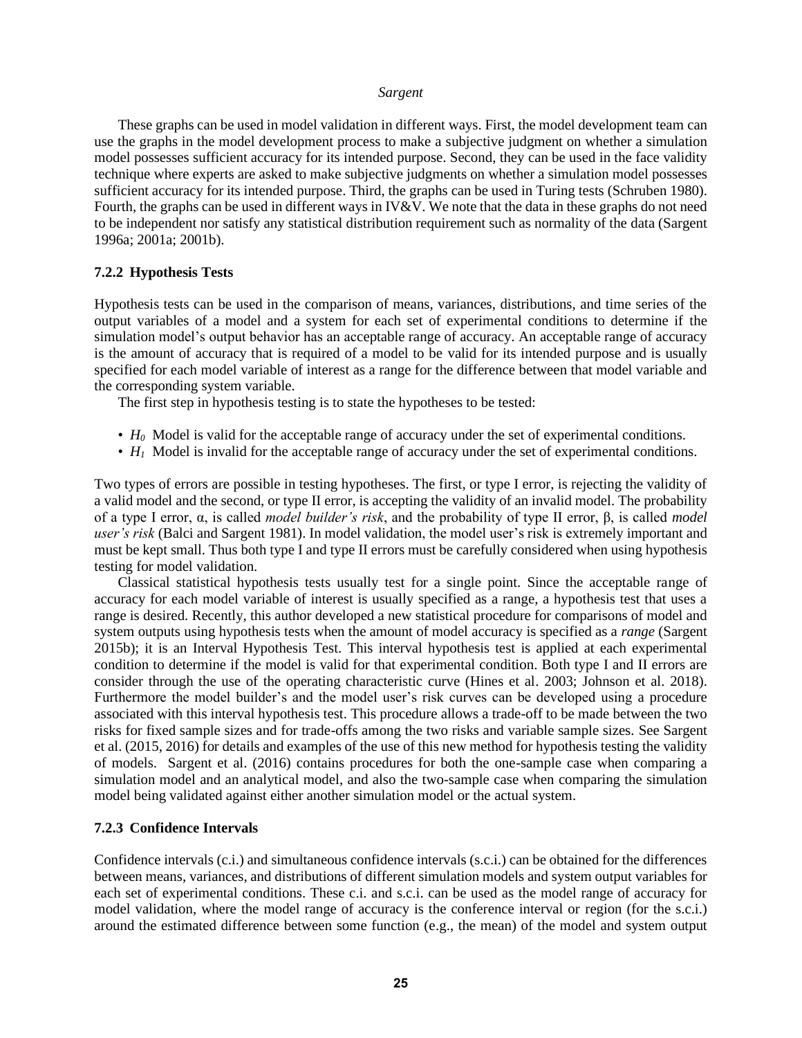These graphs can be used in model validation in different ways. First, the model development team can use the graphs in the model development process to make a subjective judgment on whether a simulation model possesses sufficient accuracy for its intended purpose. Second, they can be used in the face validity technique where experts are asked to make subjective judgments on whether a simulation model possesses sufficient accuracy for its intended purpose. Third, the graphs can be used in Turing tests (Schruben 1980). Fourth, the graphs can be used in different ways in IV&V. We note that the data in these graphs do not need to be independent nor satisfy any statistical distribution requirement such as normality of the data (Sargent 1996a; 2001a; 2001b).

### 7.2.2 Hypothesis Tests

Hypothesis tests can be used in the comparison of means, variances, distributions, and time series of the output variables of a model and a system for each set of experimental conditions to determine if the simulation model's output behavior has an acceptable range of accuracy. An acceptable range of accuracy is the amount of accuracy that is required of a model to be valid for its intended purpose and is usually specified for each model variable of interest as a range for the difference between that model variable and the corresponding system variable.

The first step in hypothesis testing is to state the hypotheses to be tested:

- $H_0$ Model is valid for the acceptable range of accuracy under the set of experimental conditions.
- $H_1$ Model is invalid for the acceptable range of accuracy under the set of experimental conditions.

Two types of errors are possible in testing hypotheses. The first, or type I error, is rejecting the validity of a valid model and the second, or type II error, is accepting the validity of an invalid model. The probability of a type I error, $\alpha$, is called *model builder's risk*, and the probability of type II error, $\beta$, is called *model user's risk* (Balci and Sargent 1981). In model validation, the model user's risk is extremely important and must be kept small. Thus both type I and type II errors must be carefully considered when using hypothesis testing for model validation.

Classical statistical hypothesis tests usually test for a single point. Since the acceptable range of accuracy for each model variable of interest is usually specified as a range, a hypothesis test that uses a range is desired. Recently, this author developed a new statistical procedure for comparisons of model and system outputs using hypothesis tests when the amount of model accuracy is specified as a *range* (Sargent 2015b); it is an Interval Hypothesis Test. This interval hypothesis test is applied at each experimental condition to determine if the model is valid for that experimental condition. Both type I and II errors are consider through the use of the operating characteristic curve (Hines et al. 2003; Johnson et al. 2018). Furthermore the model builder's and the model user's risk curves can be developed using a procedure associated with this interval hypothesis test. This procedure allows a trade-off to be made between the two risks for fixed sample sizes and for trade-offs among the two risks and variable sample sizes. See Sargent et al. (2015, 2016) for details and examples of the use of this new method for hypothesis testing the validity of models. Sargent et al. (2016) contains procedures for both the one-sample case when comparing a simulation model and an analytical model, and also the two-sample case when comparing the simulation model being validated against either another simulation model or the actual system.

### 7.2.3 Confidence Intervals

Confidence intervals (c.i.) and simultaneous confidence intervals (s.c.i.) can be obtained for the differences between means, variances, and distributions of different simulation models and system output variables for each set of experimental conditions. These c.i. and s.c.i. can be used as the model range of accuracy for model validation, where the model range of accuracy is the conference interval or region (for the s.c.i.) around the estimated difference between some function (e.g., the mean) of the model and system output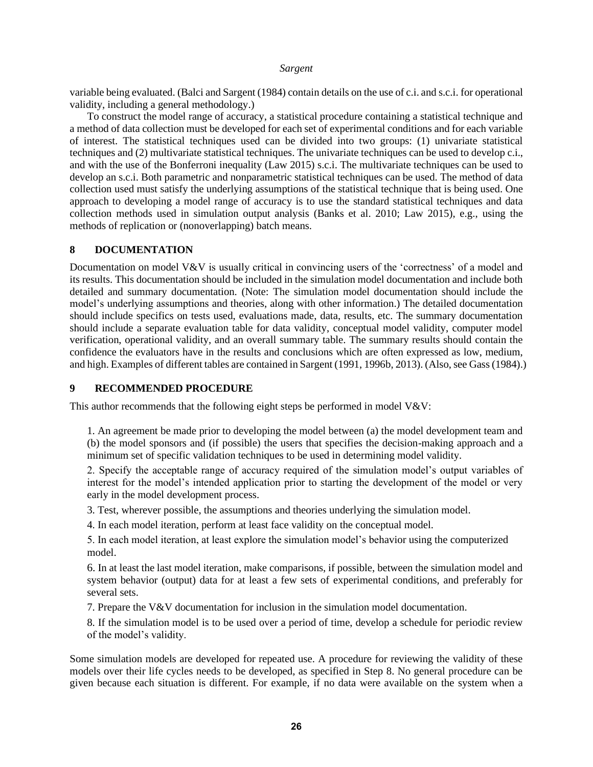variable being evaluated. (Balci and Sargent (1984) contain details on the use of c.i. and s.c.i. for operational validity, including a general methodology.)

To construct the model range of accuracy, a statistical procedure containing a statistical technique and a method of data collection must be developed for each set of experimental conditions and for each variable of interest. The statistical techniques used can be divided into two groups: (1) univariate statistical techniques and (2) multivariate statistical techniques. The univariate techniques can be used to develop c.i., and with the use of the Bonferroni inequality (Law 2015) s.c.i. The multivariate techniques can be used to develop an s.c.i. Both parametric and nonparametric statistical techniques can be used. The method of data collection used must satisfy the underlying assumptions of the statistical technique that is being used. One approach to developing a model range of accuracy is to use the standard statistical techniques and data collection methods used in simulation output analysis (Banks et al. 2010; Law 2015), e.g., using the methods of replication or (nonoverlapping) batch means.

## 8 DOCUMENTATION

Documentation on model V&V is usually critical in convincing users of the 'correctness' of a model and its results. This documentation should be included in the simulation model documentation and include both detailed and summary documentation. (Note: The simulation model documentation should include the model's underlying assumptions and theories, along with other information.) The detailed documentation should include specifics on tests used, evaluations made, data, results, etc. The summary documentation should include a separate evaluation table for data validity, conceptual model validity, computer model verification, operational validity, and an overall summary table. The summary results should contain the confidence the evaluators have in the results and conclusions which are often expressed as low, medium, and high. Examples of different tables are contained in Sargent (1991, 1996b, 2013). (Also, see Gass (1984).)

## 9 RECOMMENDED PROCEDURE

This author recommends that the following eight steps be performed in model V&V:

1. An agreement be made prior to developing the model between (a) the model development team and (b) the model sponsors and (if possible) the users that specifies the decision-making approach and a minimum set of specific validation techniques to be used in determining model validity.
2. Specify the acceptable range of accuracy required of the simulation model's output variables of interest for the model's intended application prior to starting the development of the model or very early in the model development process.
3. Test, wherever possible, the assumptions and theories underlying the simulation model.
4. In each model iteration, perform at least face validity on the conceptual model.
5. In each model iteration, at least explore the simulation model's behavior using the computerized model.
6. In at least the last model iteration, make comparisons, if possible, between the simulation model and system behavior (output) data for at least a few sets of experimental conditions, and preferably for several sets.
7. Prepare the V&V documentation for inclusion in the simulation model documentation.
8. If the simulation model is to be used over a period of time, develop a schedule for periodic review of the model's validity.

Some simulation models are developed for repeated use. A procedure for reviewing the validity of these models over their life cycles needs to be developed, as specified in Step 8. No general procedure can be given because each situation is different. For example, if no data were available on the system when a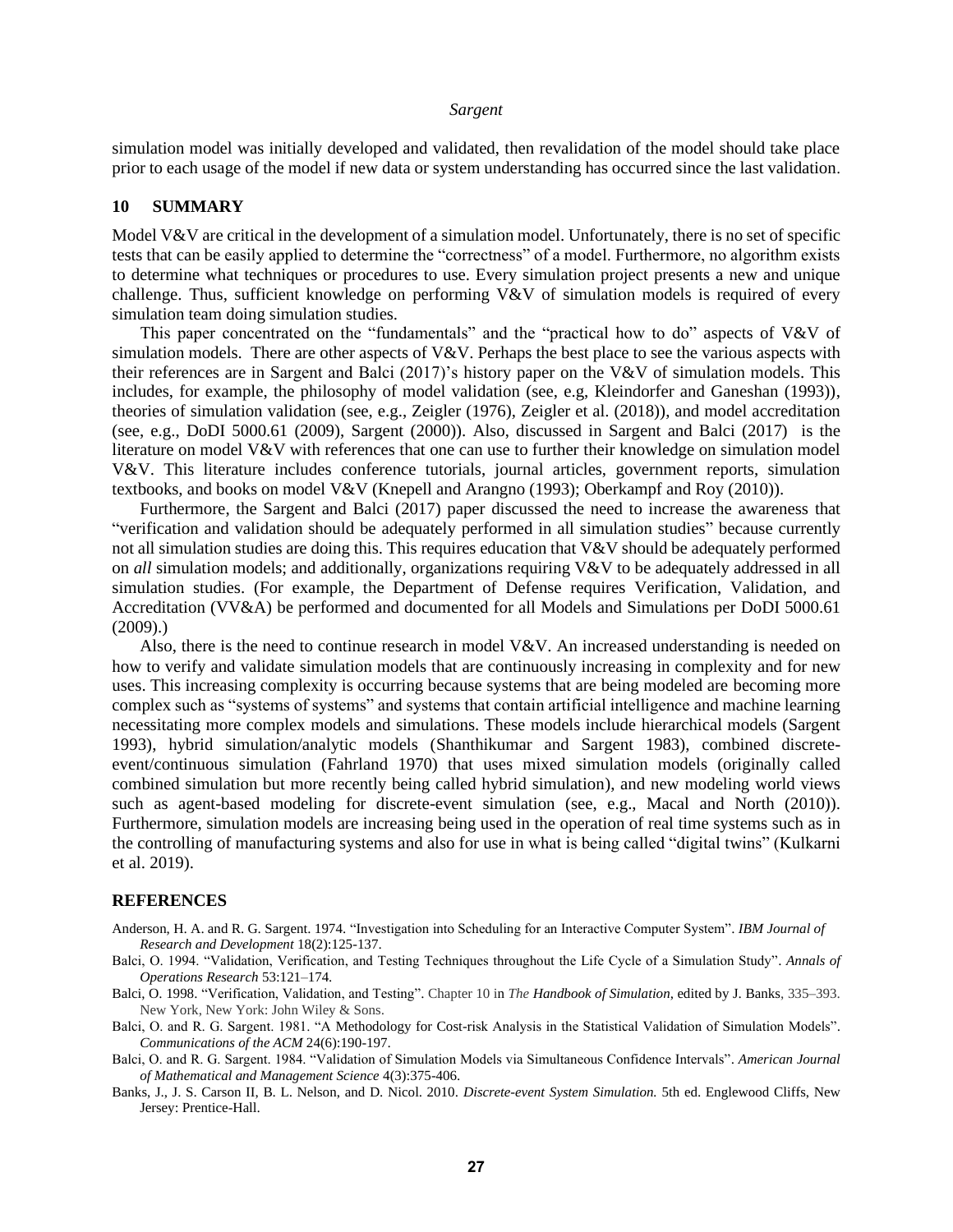simulation model was initially developed and validated, then revalidation of the model should take place prior to each usage of the model if new data or system understanding has occurred since the last validation.

## 10 SUMMARY

Model V&V are critical in the development of a simulation model. Unfortunately, there is no set of specific tests that can be easily applied to determine the "correctness" of a model. Furthermore, no algorithm exists to determine what techniques or procedures to use. Every simulation project presents a new and unique challenge. Thus, sufficient knowledge on performing V&V of simulation models is required of every simulation team doing simulation studies.

This paper concentrated on the "fundamentals" and the "practical how to do" aspects of V&V of simulation models. There are other aspects of V&V. Perhaps the best place to see the various aspects with their references are in Sargent and Balci (2017)'s history paper on the V&V of simulation models. This includes, for example, the philosophy of model validation (see, e.g, Kleindorfer and Ganeshan (1993)), theories of simulation validation (see, e.g., Zeigler (1976), Zeigler et al. (2018)), and model accreditation (see, e.g., DoDI 5000.61 (2009), Sargent (2000)). Also, discussed in Sargent and Balci (2017) is the literature on model V&V with references that one can use to further their knowledge on simulation model V&V. This literature includes conference tutorials, journal articles, government reports, simulation textbooks, and books on model V&V (Knepell and Arangno (1993); Oberkampf and Roy (2010)).

Furthermore, the Sargent and Balci (2017) paper discussed the need to increase the awareness that "verification and validation should be adequately performed in all simulation studies" because currently not all simulation studies are doing this. This requires education that V&V should be adequately performed on *all* simulation models; and additionally, organizations requiring V&V to be adequately addressed in all simulation studies. (For example, the Department of Defense requires Verification, Validation, and Accreditation (VV&A) be performed and documented for all Models and Simulations per DoDI 5000.61 (2009).)

Also, there is the need to continue research in model V&V. An increased understanding is needed on how to verify and validate simulation models that are continuously increasing in complexity and for new uses. This increasing complexity is occurring because systems that are being modeled are becoming more complex such as "systems of systems" and systems that contain artificial intelligence and machine learning necessitating more complex models and simulations. These models include hierarchical models (Sargent 1993), hybrid simulation/analytic models (Shanthikumar and Sargent 1983), combined discrete-event/continuous simulation (Fahrland 1970) that uses mixed simulation models (originally called combined simulation but more recently being called hybrid simulation), and new modeling world views such as agent-based modeling for discrete-event simulation (see, e.g., Macal and North (2010)). Furthermore, simulation models are increasing being used in the operation of real time systems such as in the controlling of manufacturing systems and also for use in what is being called "digital twins" (Kulkarni et al. 2019).

## REFERENCES

Anderson, H. A. and R. G. Sargent. 1974. "Investigation into Scheduling for an Interactive Computer System". *IBM Journal of Research and Development* 18(2):125-137.

Balci, O. 1994. "Validation, Verification, and Testing Techniques throughout the Life Cycle of a Simulation Study". *Annals of Operations Research* 53:121–174.

Balci, O. 1998. "Verification, Validation, and Testing". Chapter 10 in *The Handbook of Simulation*, edited by J. Banks, 335–393. New York, New York: John Wiley & Sons.

Balci, O. and R. G. Sargent. 1981. "A Methodology for Cost-risk Analysis in the Statistical Validation of Simulation Models". *Communications of the ACM* 24(6):190-197.

Balci, O. and R. G. Sargent. 1984. "Validation of Simulation Models via Simultaneous Confidence Intervals". *American Journal of Mathematical and Management Science* 4(3):375-406.

Banks, J., J. S. Carson II, B. L. Nelson, and D. Nicol. 2010. *Discrete-event System Simulation.* 5th ed. Englewood Cliffs, New Jersey: Prentice-Hall.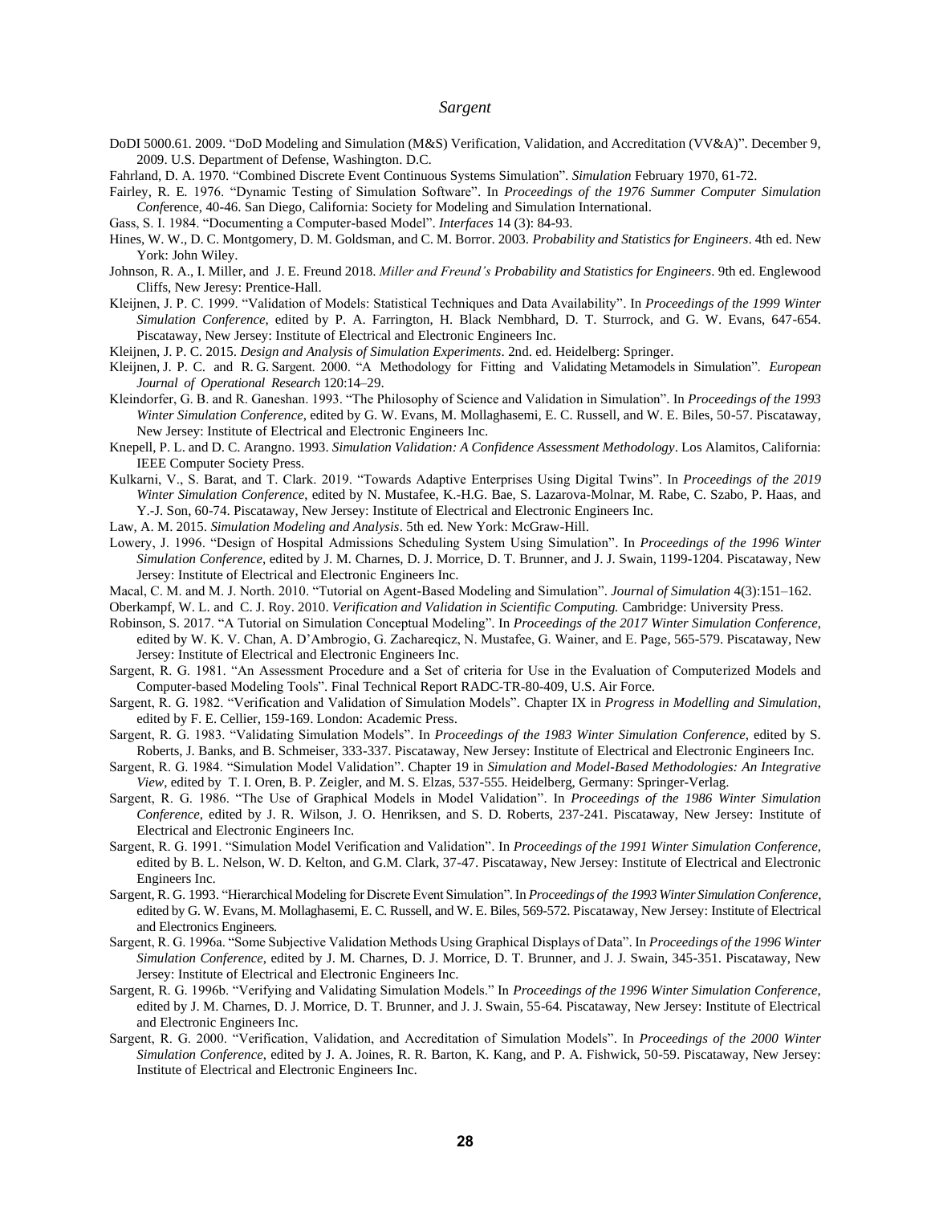DoDI 5000.61. 2009. "DoD Modeling and Simulation (M&S) Verification, Validation, and Accreditation (VV&A)". December 9, 2009. U.S. Department of Defense, Washington. D.C.

Fahrland, D. A. 1970. "Combined Discrete Event Continuous Systems Simulation". *Simulation* February 1970, 61-72.

Fairley, R. E. 1976. "Dynamic Testing of Simulation Software". In *Proceedings of the 1976 Summer Computer Simulation Conf*erence, 40-46. San Diego, California: Society for Modeling and Simulation International.

Gass, S. I. 1984. "Documenting a Computer-based Model". *Interfaces* 14 (3): 84-93.

Hines, W. W., D. C. Montgomery, D. M. Goldsman, and C. M. Borror. 2003. *Probability and Statistics for Engineers*. 4th ed. New York: John Wiley.

Johnson, R. A., I. Miller, and J. E. Freund 2018. *Miller and Freund's Probability and Statistics for Engineers*. 9th ed. Englewood Cliffs, New Jeresy: Prentice-Hall.

Kleijnen, J. P. C. 1999. "Validation of Models: Statistical Techniques and Data Availability". In *Proceedings of the 1999 Winter Simulation Conference*, edited by P. A. Farrington, H. Black Nembhard, D. T. Sturrock, and G. W. Evans, 647-654. Piscataway, New Jersey: Institute of Electrical and Electronic Engineers Inc.

Kleijnen, J. P. C. 2015. *Design and Analysis of Simulation Experiments*. 2nd. ed. Heidelberg: Springer.

Kleijnen, J. P. C. and R. G. Sargent. 2000. "A Methodology for Fitting and Validating Metamodels in Simulation". *European Journal of Operational Research* 120:14–29.

Kleindorfer, G. B. and R. Ganeshan. 1993. "The Philosophy of Science and Validation in Simulation". In *Proceedings of the 1993 Winter Simulation Conference*, edited by G. W. Evans, M. Mollaghasemi, E. C. Russell, and W. E. Biles, 50-57. Piscataway, New Jersey: Institute of Electrical and Electronic Engineers Inc.

Knepell, P. L. and D. C. Arangno. 1993. *Simulation Validation: A Confidence Assessment Methodology*. Los Alamitos, California: IEEE Computer Society Press.

Kulkarni, V., S. Barat, and T. Clark. 2019. "Towards Adaptive Enterprises Using Digital Twins". In *Proceedings of the 2019 Winter Simulation Conference*, edited by N. Mustafee, K.-H.G. Bae, S. Lazarova-Molnar, M. Rabe, C. Szabo, P. Haas, and Y.-J. Son, 60-74. Piscataway, New Jersey: Institute of Electrical and Electronic Engineers Inc.

Law, A. M. 2015. *Simulation Modeling and Analysis*. 5th ed. New York: McGraw-Hill.

Lowery, J. 1996. "Design of Hospital Admissions Scheduling System Using Simulation". In *Proceedings of the 1996 Winter Simulation Conference*, edited by J. M. Charnes, D. J. Morrice, D. T. Brunner, and J. J. Swain, 1199-1204. Piscataway, New Jersey: Institute of Electrical and Electronic Engineers Inc.

Macal, C. M. and M. J. North. 2010. "Tutorial on Agent-Based Modeling and Simulation". *Journal of Simulation* 4(3):151–162.

Oberkampf, W. L. and C. J. Roy. 2010. *Verification and Validation in Scientific Computing.* Cambridge: University Press.

Robinson, S. 2017. "A Tutorial on Simulation Conceptual Modeling". In *Proceedings of the 2017 Winter Simulation Conference*, edited by W. K. V. Chan, A. D'Ambrogio, G. Zachareqicz, N. Mustafee, G. Wainer, and E. Page, 565-579. Piscataway, New Jersey: Institute of Electrical and Electronic Engineers Inc.

Sargent, R. G. 1981. "An Assessment Procedure and a Set of criteria for Use in the Evaluation of Computerized Models and Computer-based Modeling Tools". Final Technical Report RADC-TR-80-409, U.S. Air Force.

Sargent, R. G. 1982. "Verification and Validation of Simulation Models". Chapter IX in *Progress in Modelling and Simulation*, edited by F. E. Cellier, 159-169. London: Academic Press.

Sargent, R. G. 1983. "Validating Simulation Models". In *Proceedings of the 1983 Winter Simulation Conference*, edited by S. Roberts, J. Banks, and B. Schmeiser, 333-337. Piscataway, New Jersey: Institute of Electrical and Electronic Engineers Inc.

Sargent, R. G. 1984. "Simulation Model Validation". Chapter 19 in *Simulation and Model-Based Methodologies: An Integrative View*, edited by T. I. Oren, B. P. Zeigler, and M. S. Elzas, 537-555. Heidelberg, Germany: Springer-Verlag.

Sargent, R. G. 1986. "The Use of Graphical Models in Model Validation". In *Proceedings of the 1986 Winter Simulation Conference*, edited by J. R. Wilson, J. O. Henriksen, and S. D. Roberts, 237-241. Piscataway, New Jersey: Institute of Electrical and Electronic Engineers Inc.

Sargent, R. G. 1991. "Simulation Model Verification and Validation". In *Proceedings of the 1991 Winter Simulation Conference*, edited by B. L. Nelson, W. D. Kelton, and G.M. Clark, 37-47. Piscataway, New Jersey: Institute of Electrical and Electronic Engineers Inc.

Sargent, R. G. 1993. "Hierarchical Modeling for Discrete Event Simulation". In *Proceedings of the 1993 Winter Simulation Conference*, edited by G. W. Evans, M. Mollaghasemi, E. C. Russell, and W. E. Biles, 569-572. Piscataway, New Jersey: Institute of Electrical and Electronics Engineers.

Sargent, R. G. 1996a. "Some Subjective Validation Methods Using Graphical Displays of Data". In *Proceedings of the 1996 Winter Simulation Conference*, edited by J. M. Charnes, D. J. Morrice, D. T. Brunner, and J. J. Swain, 345-351. Piscataway, New Jersey: Institute of Electrical and Electronic Engineers Inc.

Sargent, R. G. 1996b. "Verifying and Validating Simulation Models." In *Proceedings of the 1996 Winter Simulation Conference*, edited by J. M. Charnes, D. J. Morrice, D. T. Brunner, and J. J. Swain, 55-64. Piscataway, New Jersey: Institute of Electrical and Electronic Engineers Inc.

Sargent, R. G. 2000. "Verification, Validation, and Accreditation of Simulation Models". In *Proceedings of the 2000 Winter Simulation Conference*, edited by J. A. Joines, R. R. Barton, K. Kang, and P. A. Fishwick, 50-59. Piscataway, New Jersey: Institute of Electrical and Electronic Engineers Inc.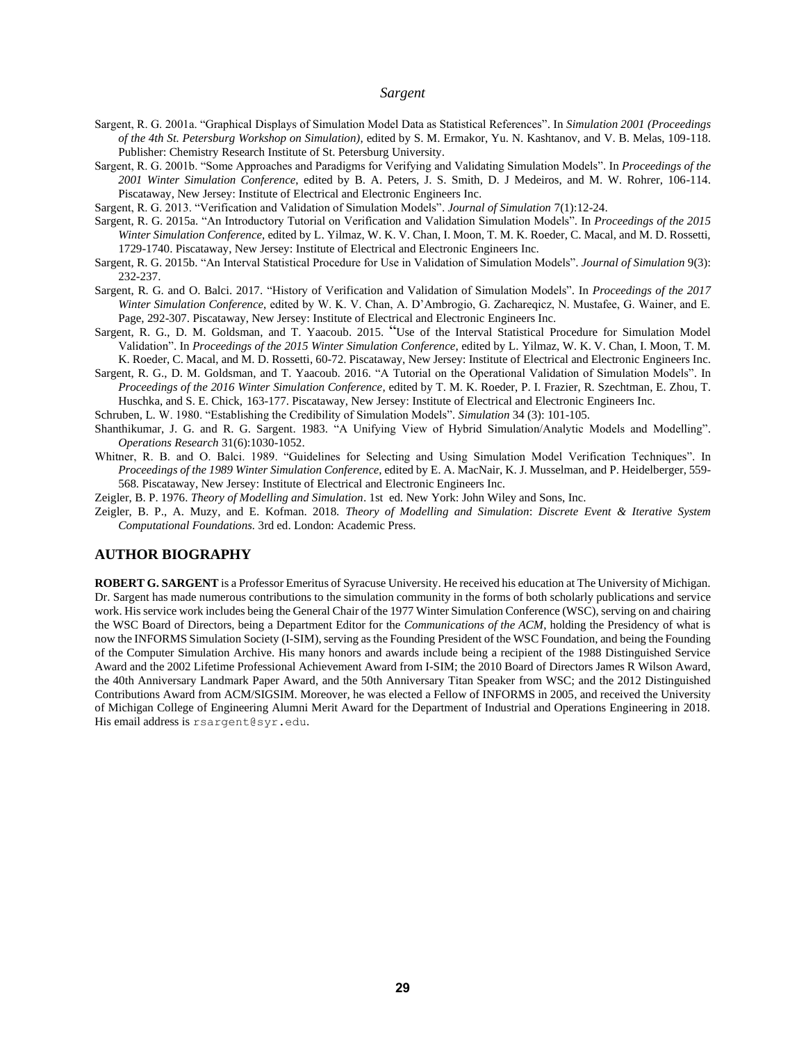Sargent, R. G. 2001a. "Graphical Displays of Simulation Model Data as Statistical References". In *Simulation 2001 (Proceedings of the 4th St. Petersburg Workshop on Simulation)*, edited by S. M. Ermakor, Yu. N. Kashtanov, and V. B. Melas, 109-118. Publisher: Chemistry Research Institute of St. Petersburg University.

Sargent, R. G. 2001b. "Some Approaches and Paradigms for Verifying and Validating Simulation Models". In *Proceedings of the 2001 Winter Simulation Conference*, edited by B. A. Peters, J. S. Smith, D. J Medeiros, and M. W. Rohrer, 106-114. Piscataway, New Jersey: Institute of Electrical and Electronic Engineers Inc.

Sargent, R. G. 2013. "Verification and Validation of Simulation Models". *Journal of Simulation* 7(1):12-24.

Sargent, R. G. 2015a. "An Introductory Tutorial on Verification and Validation Simulation Models". In *Proceedings of the 2015 Winter Simulation Conference*, edited by L. Yilmaz, W. K. V. Chan, I. Moon, T. M. K. Roeder, C. Macal, and M. D. Rossetti, 1729-1740. Piscataway, New Jersey: Institute of Electrical and Electronic Engineers Inc.

Sargent, R. G. 2015b. "An Interval Statistical Procedure for Use in Validation of Simulation Models". *Journal of Simulation* 9(3): 232-237.

Sargent, R. G. and O. Balci. 2017. "History of Verification and Validation of Simulation Models". In *Proceedings of the 2017 Winter Simulation Conference*, edited by W. K. V. Chan, A. D'Ambrogio, G. Zachareqicz, N. Mustafee, G. Wainer, and E. Page, 292-307. Piscataway, New Jersey: Institute of Electrical and Electronic Engineers Inc.

Sargent, R. G., D. M. Goldsman, and T. Yaacoub. 2015. "Use of the Interval Statistical Procedure for Simulation Model Validation". In *Proceedings of the 2015 Winter Simulation Conference*, edited by L. Yilmaz, W. K. V. Chan, I. Moon, T. M. K. Roeder, C. Macal, and M. D. Rossetti, 60-72. Piscataway, New Jersey: Institute of Electrical and Electronic Engineers Inc.

Sargent, R. G., D. M. Goldsman, and T. Yaacoub. 2016. "A Tutorial on the Operational Validation of Simulation Models". In *Proceedings of the 2016 Winter Simulation Conference*, edited by T. M. K. Roeder, P. I. Frazier, R. Szechtman, E. Zhou, T. Huschka, and S. E. Chick, 163-177. Piscataway, New Jersey: Institute of Electrical and Electronic Engineers Inc.

Schruben, L. W. 1980. "Establishing the Credibility of Simulation Models". *Simulation* 34 (3): 101-105.

Shanthikumar, J. G. and R. G. Sargent. 1983. "A Unifying View of Hybrid Simulation/Analytic Models and Modelling". *Operations Research* 31(6):1030-1052.

Whitner, R. B. and O. Balci. 1989. "Guidelines for Selecting and Using Simulation Model Verification Techniques". In *Proceedings of the 1989 Winter Simulation Conference*, edited by E. A. MacNair, K. J. Musselman, and P. Heidelberger, 559-568. Piscataway, New Jersey: Institute of Electrical and Electronic Engineers Inc.

Zeigler, B. P. 1976. *Theory of Modelling and Simulation*. 1st ed. New York: John Wiley and Sons, Inc.

Zeigler, B. P., A. Muzy, and E. Kofman. 2018. *Theory of Modelling and Simulation*: *Discrete Event & Iterative System Computational Foundations.* 3rd ed. London: Academic Press.

## AUTHOR BIOGRAPHY

**ROBERT G. SARGENT** is a Professor Emeritus of Syracuse University. He received his education at The University of Michigan. Dr. Sargent has made numerous contributions to the simulation community in the forms of both scholarly publications and service work. His service work includes being the General Chair of the 1977 Winter Simulation Conference (WSC), serving on and chairing the WSC Board of Directors, being a Department Editor for the *Communications of the ACM*, holding the Presidency of what is now the INFORMS Simulation Society (I-SIM), serving as the Founding President of the WSC Foundation, and being the Founding of the Computer Simulation Archive. His many honors and awards include being a recipient of the 1988 Distinguished Service Award and the 2002 Lifetime Professional Achievement Award from I-SIM; the 2010 Board of Directors James R Wilson Award, the 40th Anniversary Landmark Paper Award, and the 50th Anniversary Titan Speaker from WSC; and the 2012 Distinguished Contributions Award from ACM/SIGSIM. Moreover, he was elected a Fellow of INFORMS in 2005, and received the University of Michigan College of Engineering Alumni Merit Award for the Department of Industrial and Operations Engineering in 2018. His email address is rsargent@syr.edu.